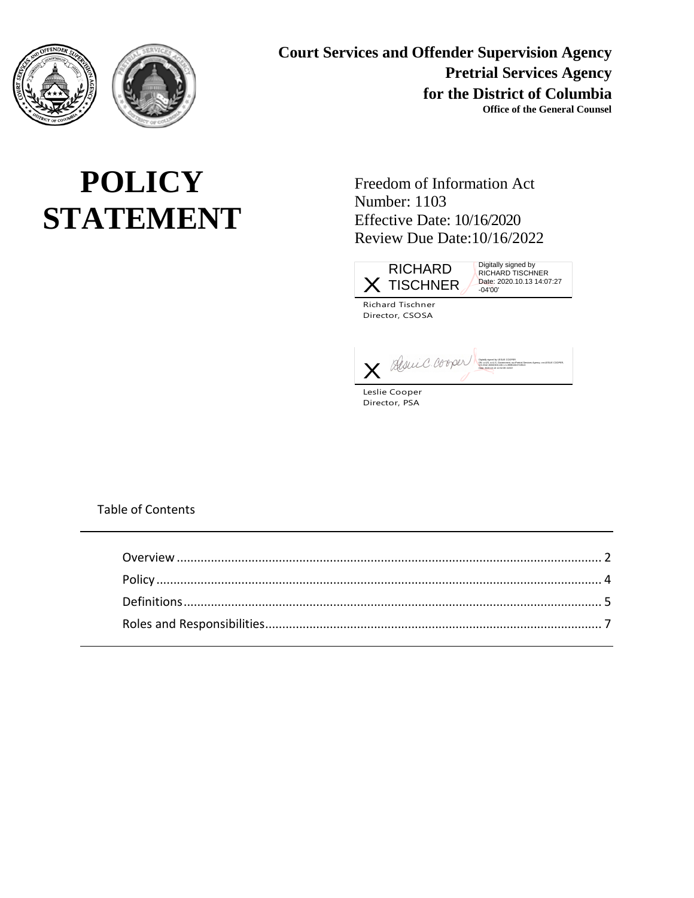**Court Services and Offender Supervision Agency**
**Pretrial Services Agency**
**for the District of Columbia**
**Office of the General Counsel**

# POLICY STATEMENT

Freedom of Information Act
Number: 1103
Effective Date: 10/16/2020
Review Due Date:10/16/2022

X RICHARD TISCHNER

Digitally signed by RICHARD TISCHNER
Date: 2020.10.13 14:07:27 -04'00'

Richard Tischner
Director, CSOSA

X Leslie C. Cooper

Leslie Cooper
Director, PSA

Table of Contents

| | |
|---|---|
| Overview | 2 |
| Policy | 4 |
| Definitions | 5 |
| Roles and Responsibilities | 7 |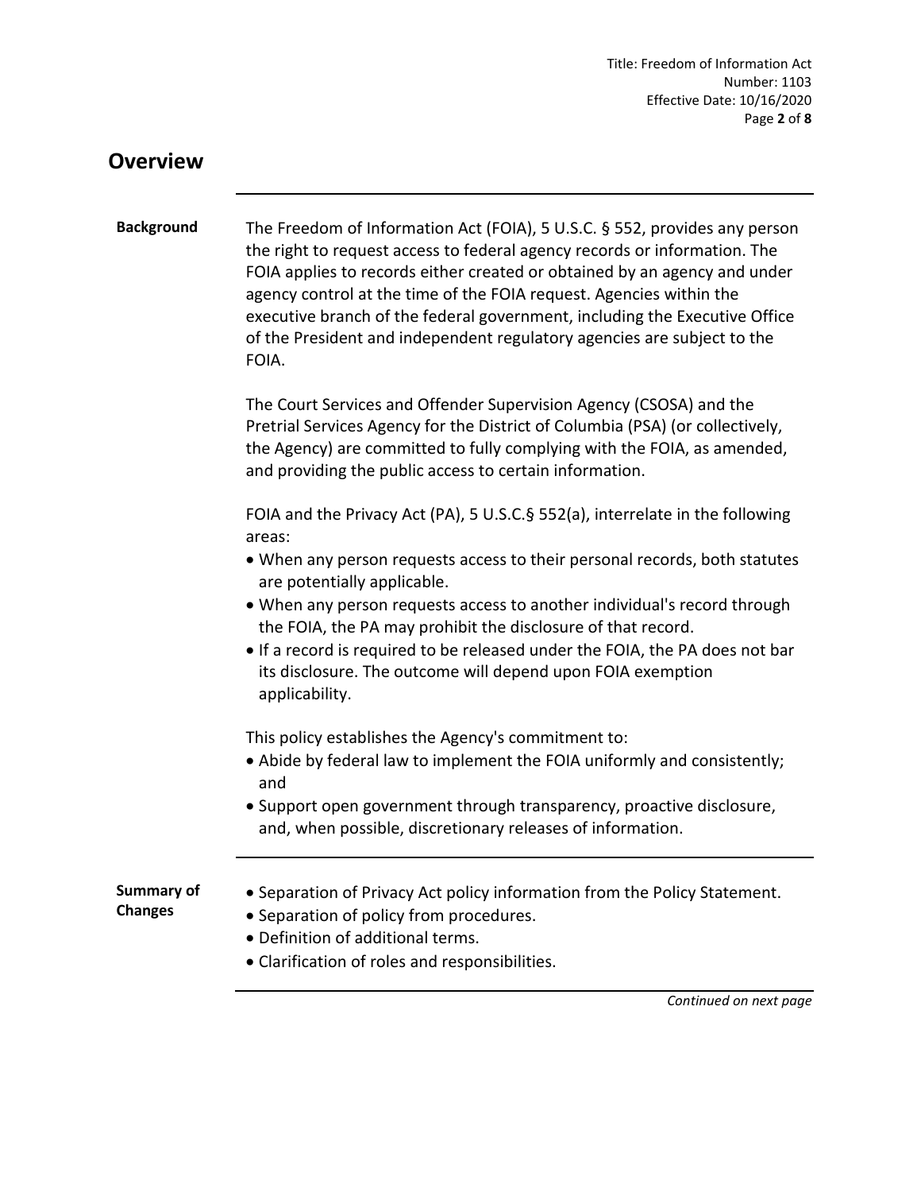## Overview

**Background**

The Freedom of Information Act (FOIA), 5 U.S.C. § 552, provides any person the right to request access to federal agency records or information. The FOIA applies to records either created or obtained by an agency and under agency control at the time of the FOIA request. Agencies within the executive branch of the federal government, including the Executive Office of the President and independent regulatory agencies are subject to the FOIA.

The Court Services and Offender Supervision Agency (CSOSA) and the Pretrial Services Agency for the District of Columbia (PSA) (or collectively, the Agency) are committed to fully complying with the FOIA, as amended, and providing the public access to certain information.

FOIA and the Privacy Act (PA), 5 U.S.C.§ 552(a), interrelate in the following areas:

- When any person requests access to their personal records, both statutes are potentially applicable.
- When any person requests access to another individual's record through the FOIA, the PA may prohibit the disclosure of that record.
- If a record is required to be released under the FOIA, the PA does not bar its disclosure. The outcome will depend upon FOIA exemption applicability.

This policy establishes the Agency's commitment to:

- Abide by federal law to implement the FOIA uniformly and consistently; and
- Support open government through transparency, proactive disclosure, and, when possible, discretionary releases of information.

**Summary of Changes**

- Separation of Privacy Act policy information from the Policy Statement.
- Separation of policy from procedures.
- Definition of additional terms.
- Clarification of roles and responsibilities.

*Continued on next page*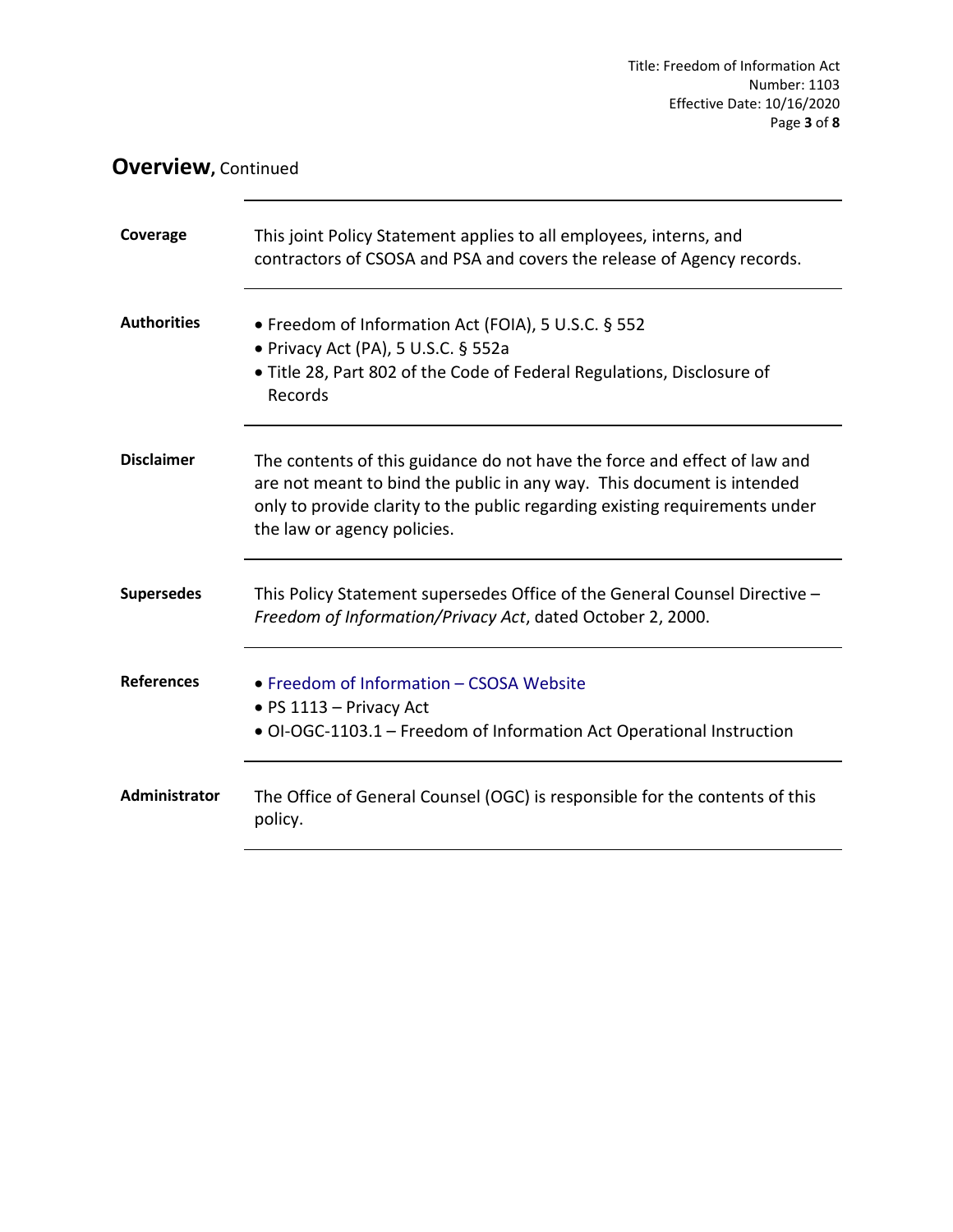## Overview, Continued

| | |
|---|---|
| **Coverage** | This joint Policy Statement applies to all employees, interns, and contractors of CSOSA and PSA and covers the release of Agency records. |
| **Authorities** | • Freedom of Information Act (FOIA), 5 U.S.C. § 552<br>• Privacy Act (PA), 5 U.S.C. § 552a<br>• Title 28, Part 802 of the Code of Federal Regulations, Disclosure of Records |
| **Disclaimer** | The contents of this guidance do not have the force and effect of law and are not meant to bind the public in any way. This document is intended only to provide clarity to the public regarding existing requirements under the law or agency policies. |
| **Supersedes** | This Policy Statement supersedes Office of the General Counsel Directive – *Freedom of Information/Privacy Act*, dated October 2, 2000. |
| **References** | • Freedom of Information – CSOSA Website<br>• PS 1113 – Privacy Act<br>• OI-OGC-1103.1 – Freedom of Information Act Operational Instruction |
| **Administrator** | The Office of General Counsel (OGC) is responsible for the contents of this policy. |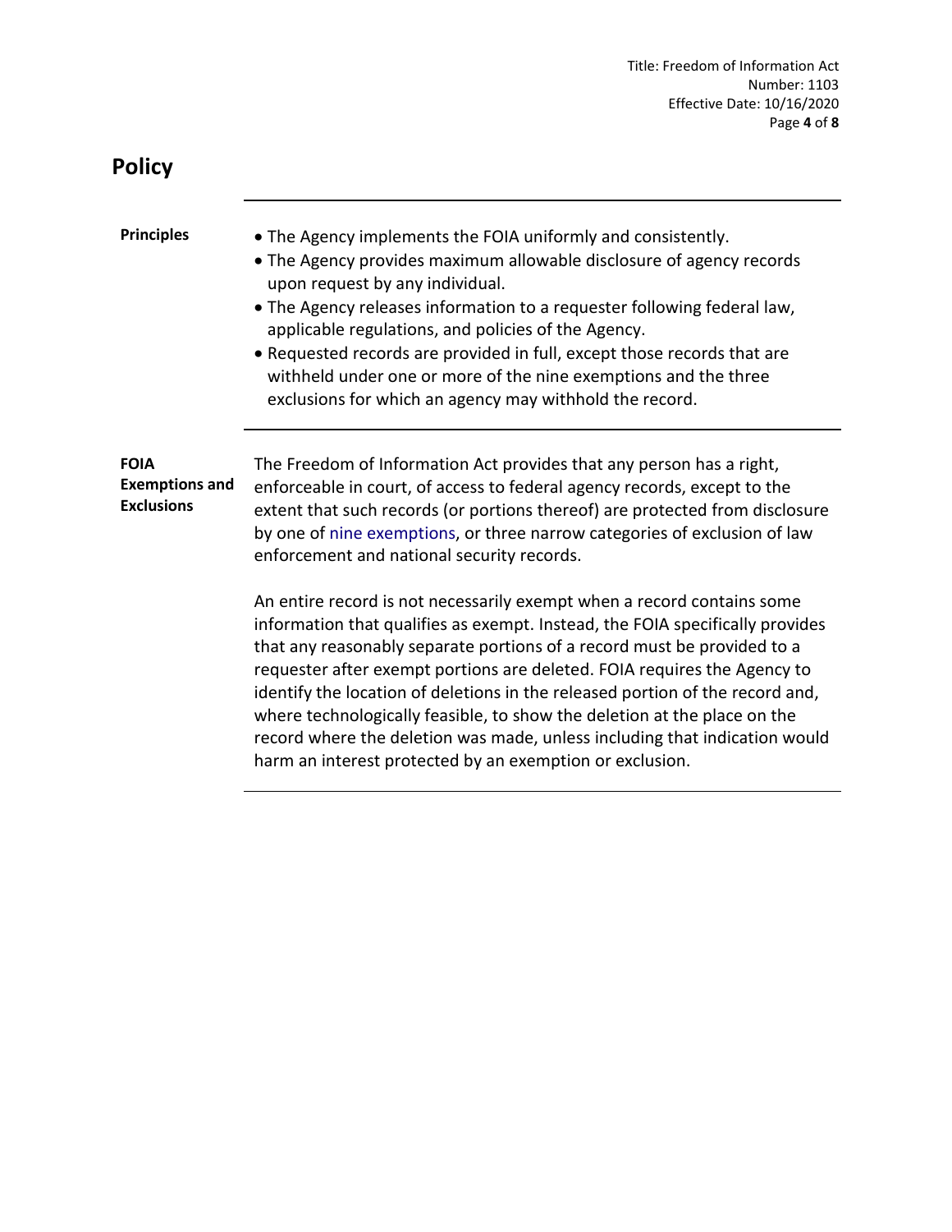# Policy

**Principles**

- The Agency implements the FOIA uniformly and consistently.
- The Agency provides maximum allowable disclosure of agency records upon request by any individual.
- The Agency releases information to a requester following federal law, applicable regulations, and policies of the Agency.
- Requested records are provided in full, except those records that are withheld under one or more of the nine exemptions and the three exclusions for which an agency may withhold the record.

**FOIA Exemptions and Exclusions**

The Freedom of Information Act provides that any person has a right, enforceable in court, of access to federal agency records, except to the extent that such records (or portions thereof) are protected from disclosure by one of nine exemptions, or three narrow categories of exclusion of law enforcement and national security records.

An entire record is not necessarily exempt when a record contains some information that qualifies as exempt. Instead, the FOIA specifically provides that any reasonably separate portions of a record must be provided to a requester after exempt portions are deleted. FOIA requires the Agency to identify the location of deletions in the released portion of the record and, where technologically feasible, to show the deletion at the place on the record where the deletion was made, unless including that indication would harm an interest protected by an exemption or exclusion.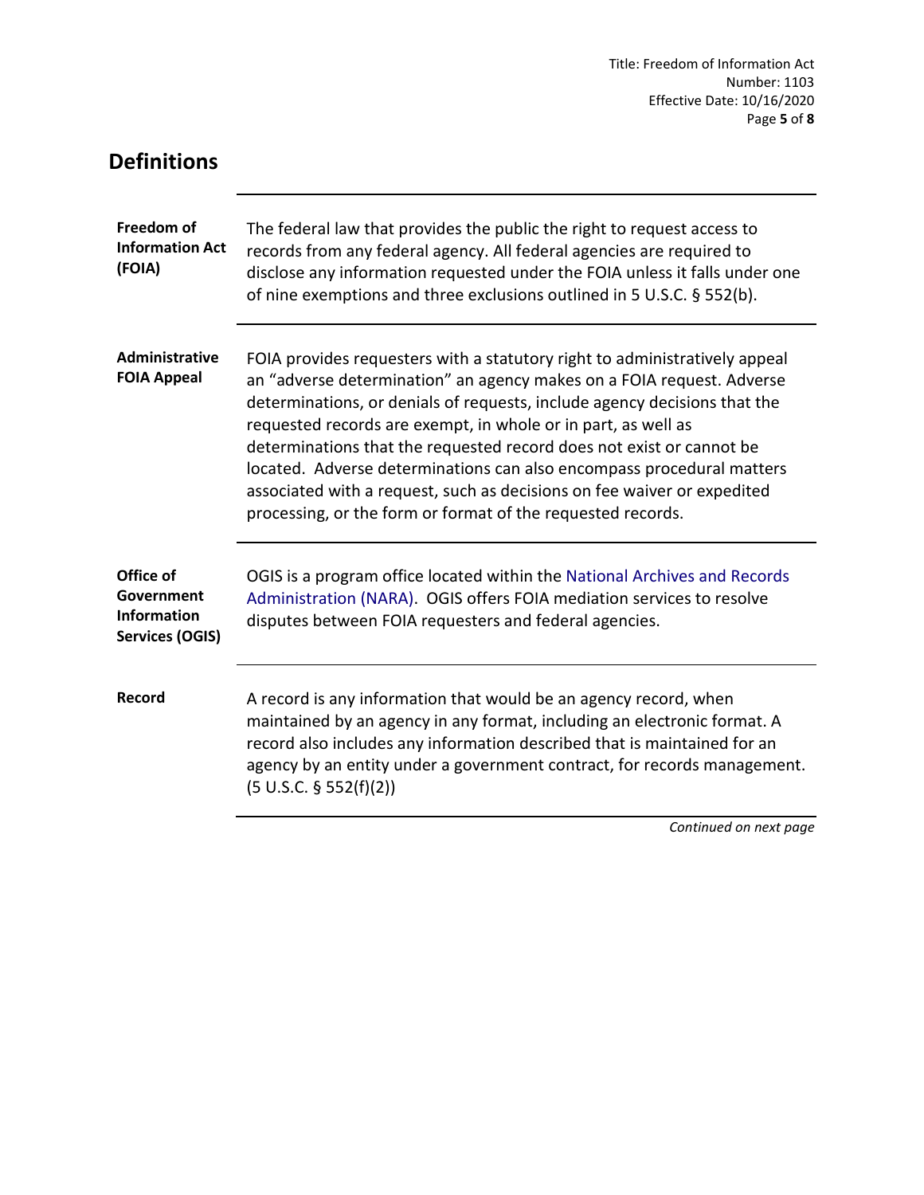## Definitions

| | |
|---|---|
| **Freedom of Information Act (FOIA)** | The federal law that provides the public the right to request access to records from any federal agency. All federal agencies are required to disclose any information requested under the FOIA unless it falls under one of nine exemptions and three exclusions outlined in 5 U.S.C. § 552(b). |
| **Administrative FOIA Appeal** | FOIA provides requesters with a statutory right to administratively appeal an "adverse determination" an agency makes on a FOIA request. Adverse determinations, or denials of requests, include agency decisions that the requested records are exempt, in whole or in part, as well as determinations that the requested record does not exist or cannot be located. Adverse determinations can also encompass procedural matters associated with a request, such as decisions on fee waiver or expedited processing, or the form or format of the requested records. |
| **Office of Government Information Services (OGIS)** | OGIS is a program office located within the National Archives and Records Administration (NARA). OGIS offers FOIA mediation services to resolve disputes between FOIA requesters and federal agencies. |
| **Record** | A record is any information that would be an agency record, when maintained by an agency in any format, including an electronic format. A record also includes any information described that is maintained for an agency by an entity under a government contract, for records management. (5 U.S.C. § 552(f)(2)) |

*Continued on next page*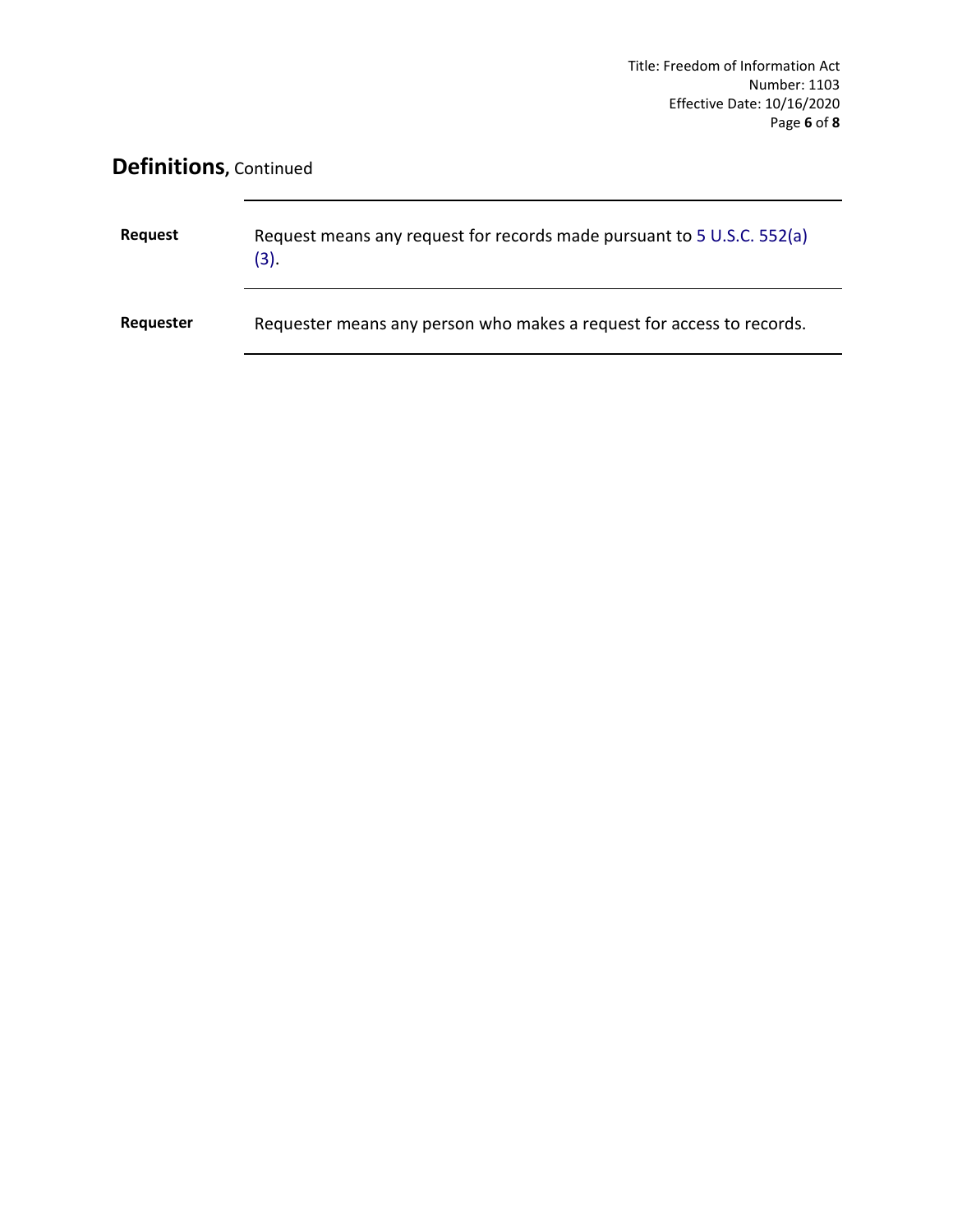## Definitions, Continued

| | |
|---|---|
| **Request** | Request means any request for records made pursuant to 5 U.S.C. 552(a)(3). |
| **Requester** | Requester means any person who makes a request for access to records. |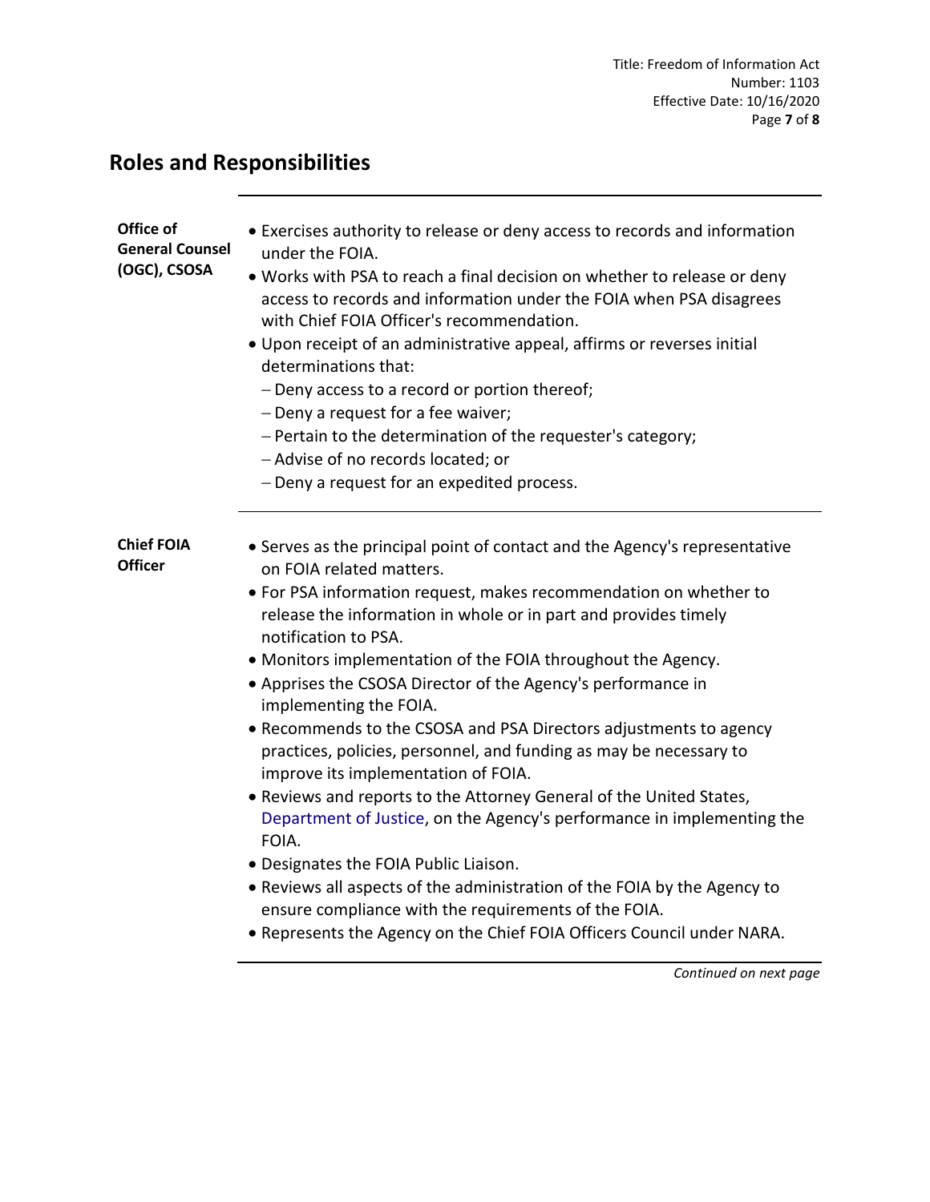## Roles and Responsibilities

| | |
|---|---|
| **Office of General Counsel (OGC), CSOSA** | • Exercises authority to release or deny access to records and information under the FOIA.<br>• Works with PSA to reach a final decision on whether to release or deny access to records and information under the FOIA when PSA disagrees with Chief FOIA Officer's recommendation.<br>• Upon receipt of an administrative appeal, affirms or reverses initial determinations that:<br>– Deny access to a record or portion thereof;<br>– Deny a request for a fee waiver;<br>– Pertain to the determination of the requester's category;<br>– Advise of no records located; or<br>– Deny a request for an expedited process. |
| **Chief FOIA Officer** | • Serves as the principal point of contact and the Agency's representative on FOIA related matters.<br>• For PSA information request, makes recommendation on whether to release the information in whole or in part and provides timely notification to PSA.<br>• Monitors implementation of the FOIA throughout the Agency.<br>• Apprises the CSOSA Director of the Agency's performance in implementing the FOIA.<br>• Recommends to the CSOSA and PSA Directors adjustments to agency practices, policies, personnel, and funding as may be necessary to improve its implementation of FOIA.<br>• Reviews and reports to the Attorney General of the United States, Department of Justice, on the Agency's performance in implementing the FOIA.<br>• Designates the FOIA Public Liaison.<br>• Reviews all aspects of the administration of the FOIA by the Agency to ensure compliance with the requirements of the FOIA.<br>• Represents the Agency on the Chief FOIA Officers Council under NARA. |

*Continued on next page*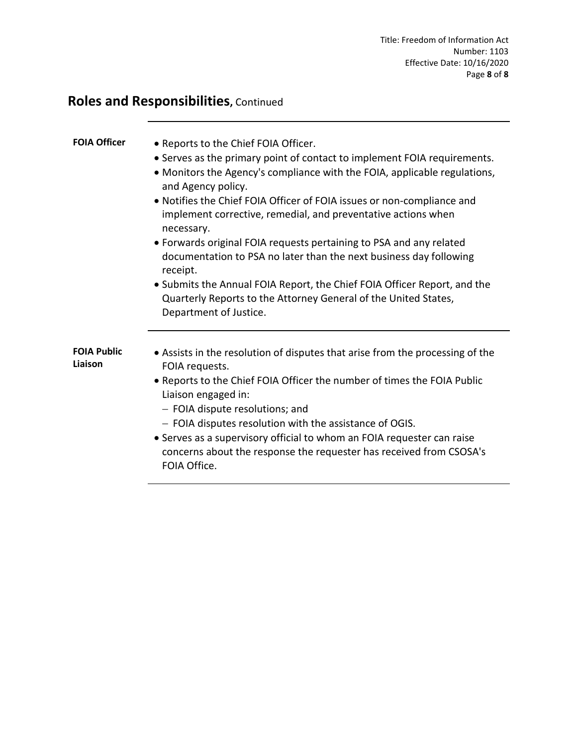## Roles and Responsibilities, Continued

**FOIA Officer**

- Reports to the Chief FOIA Officer.
- Serves as the primary point of contact to implement FOIA requirements.
- Monitors the Agency's compliance with the FOIA, applicable regulations, and Agency policy.
- Notifies the Chief FOIA Officer of FOIA issues or non-compliance and implement corrective, remedial, and preventative actions when necessary.
- Forwards original FOIA requests pertaining to PSA and any related documentation to PSA no later than the next business day following receipt.
- Submits the Annual FOIA Report, the Chief FOIA Officer Report, and the Quarterly Reports to the Attorney General of the United States, Department of Justice.

**FOIA Public Liaison**

- Assists in the resolution of disputes that arise from the processing of the FOIA requests.
- Reports to the Chief FOIA Officer the number of times the FOIA Public Liaison engaged in:
  - FOIA dispute resolutions; and
  - FOIA disputes resolution with the assistance of OGIS.
- Serves as a supervisory official to whom an FOIA requester can raise concerns about the response the requester has received from CSOSA's FOIA Office.